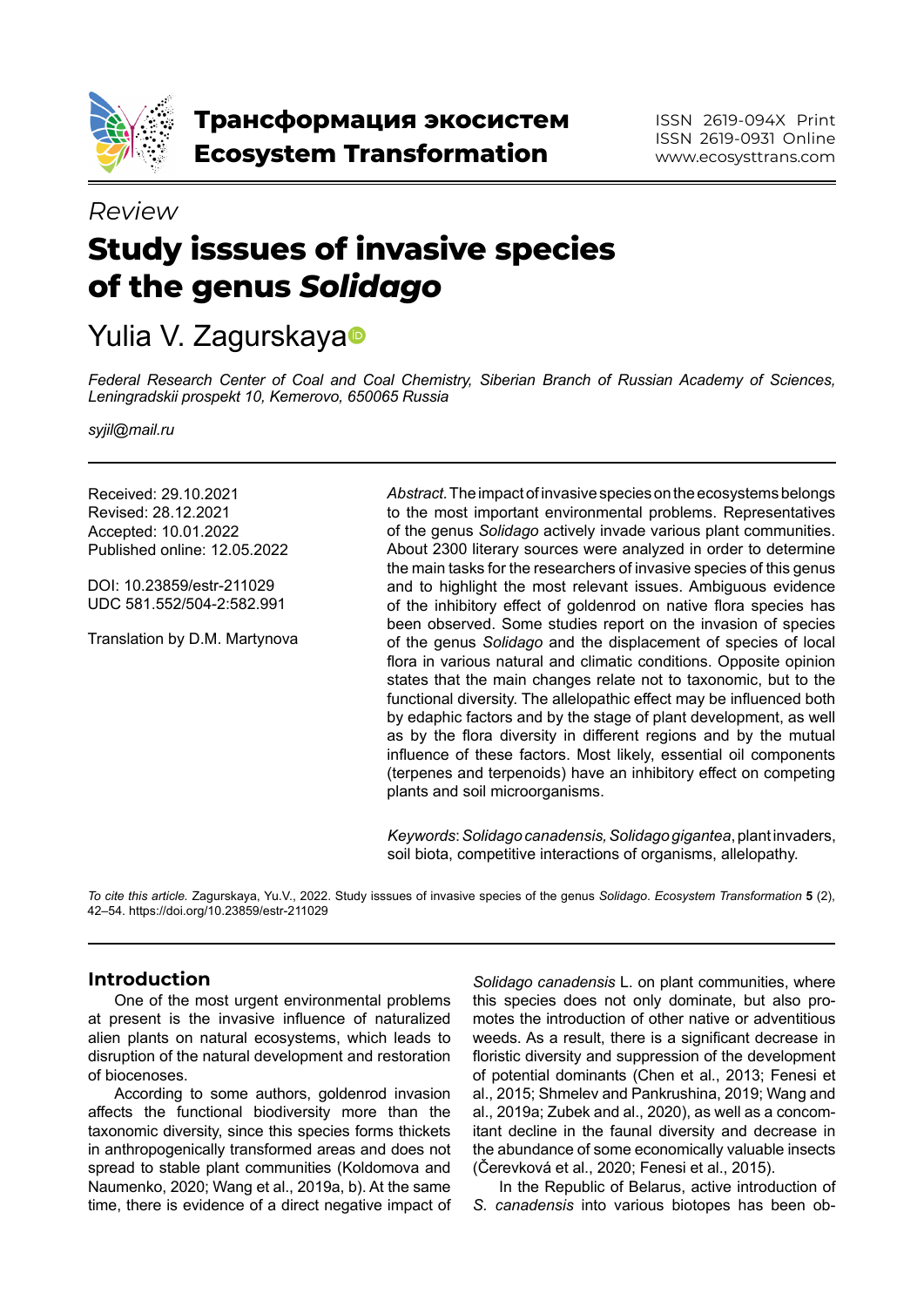# Трансформация экосистем
# Ecosystem Transformation

ISSN 2619-094X Print
ISSN 2619-0931 Online
www.ecosysttrans.com

*Review*

# Study isssues of invasive species of the genus *Solidago*

## Yulia V. Zagurskaya

*Federal Research Center of Coal and Coal Chemistry, Siberian Branch of Russian Academy of Sciences, Leningradskii prospekt 10, Kemerovo, 650065 Russia*

*syjil@mail.ru*

Received: 29.10.2021
Revised: 28.12.2021
Accepted: 10.01.2022
Published online: 12.05.2022

DOI: 10.23859/estr-211029
UDC 581.552/504-2:582.991

Translation by D.M. Martynova

*Abstract.* The impact of invasive species on the ecosystems belongs to the most important environmental problems. Representatives of the genus *Solidago* actively invade various plant communities. About 2300 literary sources were analyzed in order to determine the main tasks for the researchers of invasive species of this genus and to highlight the most relevant issues. Ambiguous evidence of the inhibitory effect of goldenrod on native flora species has been observed. Some studies report on the invasion of species of the genus *Solidago* and the displacement of species of local flora in various natural and climatic conditions. Opposite opinion states that the main changes relate not to taxonomic, but to the functional diversity. The allelopathic effect may be influenced both by edaphic factors and by the stage of plant development, as well as by the flora diversity in different regions and by the mutual influence of these factors. Most likely, essential oil components (terpenes and terpenoids) have an inhibitory effect on competing plants and soil microorganisms.

*Keywords*: *Solidago canadensis*, *Solidago gigantea*, plant invaders, soil biota, competitive interactions of organisms, allelopathy.

*To cite this article.* Zagurskaya, Yu.V., 2022. Study isssues of invasive species of the genus *Solidago*. *Ecosystem Transformation* **5** (2), 42–54. https://doi.org/10.23859/estr-211029

## Introduction

One of the most urgent environmental problems at present is the invasive influence of naturalized alien plants on natural ecosystems, which leads to disruption of the natural development and restoration of biocenoses.

According to some authors, goldenrod invasion affects the functional biodiversity more than the taxonomic diversity, since this species forms thickets in anthropogenically transformed areas and does not spread to stable plant communities (Koldomova and Naumenko, 2020; Wang et al., 2019a, b). At the same time, there is evidence of a direct negative impact of *Solidago canadensis* L. on plant communities, where this species does not only dominate, but also promotes the introduction of other native or adventitious weeds. As a result, there is a significant decrease in floristic diversity and suppression of the development of potential dominants (Chen et al., 2013; Fenesi et al., 2015; Shmelev and Pankrushina, 2019; Wang and al., 2019a; Zubek and al., 2020), as well as a concomitant decline in the faunal diversity and decrease in the abundance of some economically valuable insects (Čerevková et al., 2020; Fenesi et al., 2015).

In the Republic of Belarus, active introduction of *S. canadensis* into various biotopes has been ob-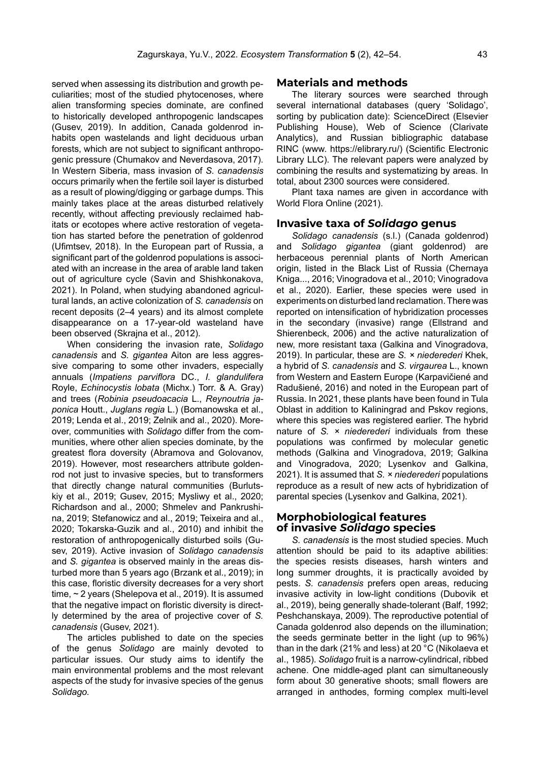served when assessing its distribution and growth peculiarities; most of the studied phytocenoses, where alien transforming species dominate, are confined to historically developed anthropogenic landscapes (Gusev, 2019). In addition, Canada goldenrod inhabits open wastelands and light deciduous urban forests, which are not subject to significant anthropogenic pressure (Chumakov and Neverdasova, 2017). In Western Siberia, mass invasion of *S. canadensis* occurs primarily when the fertile soil layer is disturbed as a result of plowing/digging or garbage dumps. This mainly takes place at the areas disturbed relatively recently, without affecting previously reclaimed habitats or ecotopes where active restoration of vegetation has started before the penetration of goldenrod (Ufimtsev, 2018). In the European part of Russia, a significant part of the goldenrod populations is associated with an increase in the area of arable land taken out of agriculture cycle (Savin and Shishkonakova, 2021). In Poland, when studying abandoned agricultural lands, an active colonization of *S. canadensis* on recent deposits (2–4 years) and its almost complete disappearance on a 17-year-old wasteland have been observed (Skrajna et al., 2012).

When considering the invasion rate, *Solidago canadensis* and *S. gigantea* Aiton are less aggressive comparing to some other invaders, especially annuals (*Impatiens parviflora* DC., *I. glandulifera* Royle, *Echinocystis lobata* (Michx.) Torr. & A. Gray) and trees (*Robinia pseudoacacia* L., *Reynoutria japonica* Houtt., *Juglans regia* L.) (Bomanowska et al., 2019; Lenda et al., 2019; Zelnik and al., 2020). Moreover, communities with *Solidago* differ from the communities, where other alien species dominate, by the greatest flora doversity (Abramova and Golovanov, 2019). However, most researchers attribute goldenrod not just to invasive species, but to transformers that directly change natural communities (Burlutskiy et al., 2019; Gusev, 2015; Mysliwy et al., 2020; Richardson and al., 2000; Shmelev and Pankrushina, 2019; Stefanowicz and al., 2019; Teixeira and al., 2020; Tokarska-Guzik and al., 2010) and inhibit the restoration of anthropogenically disturbed soils (Gusev, 2019). Active invasion of *Solidago canadensis* and *S. gigantea* is observed mainly in the areas disturbed more than 5 years ago (Brzank et al., 2019); in this case, floristic diversity decreases for a very short time, ~ 2 years (Shelepova et al., 2019). It is assumed that the negative impact on floristic diversity is directly determined by the area of projective cover of *S. canadensis* (Gusev, 2021).

The articles published to date on the species of the genus *Solidago* are mainly devoted to particular issues. Our study aims to identify the main environmental problems and the most relevant aspects of the study for invasive species of the genus *Solidago.*

## Materials and methods

The literary sources were searched through several international databases (query 'Solidago', sorting by publication date): ScienceDirect (Elsevier Publishing House), Web of Science (Clarivate Analytics), and Russian bibliographic database RINC (www. https://elibrary.ru/) (Scientific Electronic Library LLC). The relevant papers were analyzed by combining the results and systematizing by areas. In total, about 2300 sources were considered.

Plant taxa names are given in accordance with World Flora Online (2021).

## Invasive taxa of *Solidago* genus

*Solidago canadensis* (s.l.) (Canada goldenrod) and *Solidago gigantea* (giant goldenrod) are herbaceous perennial plants of North American origin, listed in the Black List of Russia (Chernaya Kniga..., 2016; Vinogradova et al., 2010; Vinogradova et al., 2020). Earlier, these species were used in experiments on disturbed land reclamation. There was reported on intensification of hybridization processes in the secondary (invasive) range (Ellstrand and Shierenbeck, 2006) and the active naturalization of new, more resistant taxa (Galkina and Vinogradova, 2019). In particular, these are *S.* × *niederederi* Khek, a hybrid of *S. canadensis* and *S. virgaurea* L., known from Western and Eastern Europe (Karpavičiené and Radušiené, 2016) and noted in the European part of Russia. In 2021, these plants have been found in Tula Oblast in addition to Kaliningrad and Pskov regions, where this species was registered earlier. The hybrid nature of *S.* × *niederederi* individuals from these populations was confirmed by molecular genetic methods (Galkina and Vinogradova, 2019; Galkina and Vinogradova, 2020; Lysenkov and Galkina, 2021). It is assumed that *S.* × *niederederi* populations reproduce as a result of new acts of hybridization of parental species (Lysenkov and Galkina, 2021).

## Morphobiological features of invasive *Solidago* species

*S. canadensis* is the most studied species. Much attention should be paid to its adaptive abilities: the species resists diseases, harsh winters and long summer droughts, it is practically avoided by pests. *S. canadensis* prefers open areas, reducing invasive activity in low-light conditions (Dubovik et al., 2019), being generally shade-tolerant (Balf, 1992; Peshchanskaya, 2009). The reproductive potential of Canada goldenrod also depends on the illumination; the seeds germinate better in the light (up to 96%) than in the dark (21% and less) at 20 °C (Nikolaeva et al., 1985). *Solidago* fruit is a narrow-cylindrical, ribbed achene. One middle-aged plant can simultaneously form about 30 generative shoots; small flowers are arranged in anthodes, forming complex multi-level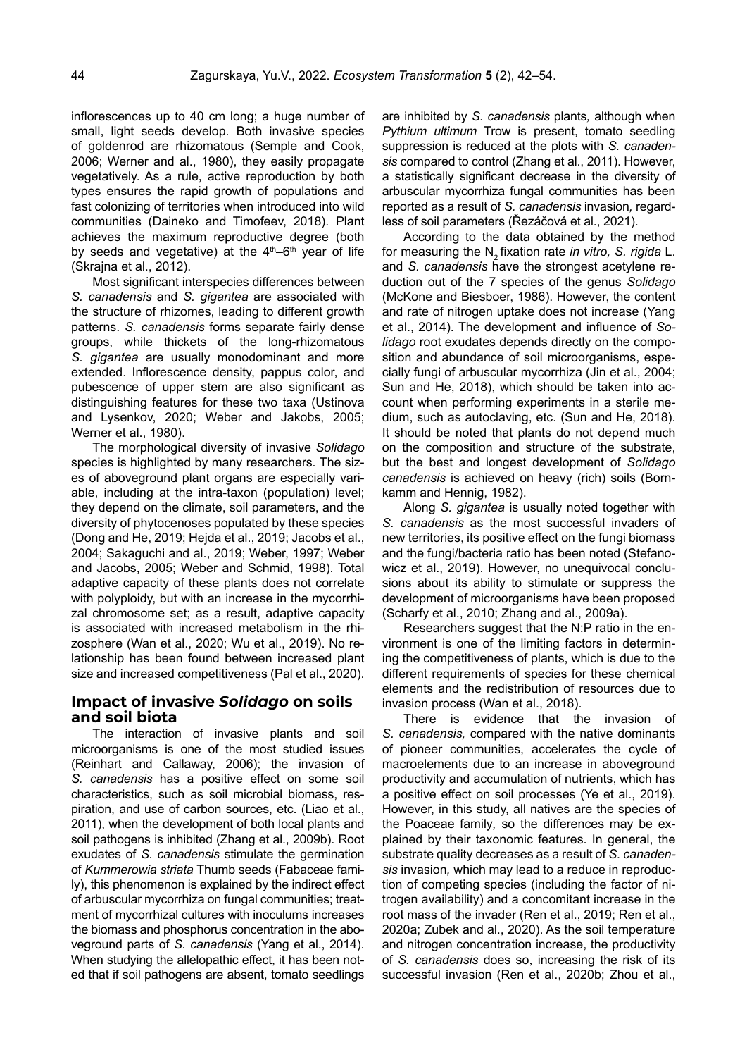inflorescences up to 40 cm long; a huge number of small, light seeds develop. Both invasive species of goldenrod are rhizomatous (Semple and Cook, 2006; Werner and al., 1980), they easily propagate vegetatively. As a rule, active reproduction by both types ensures the rapid growth of populations and fast colonizing of territories when introduced into wild communities (Daineko and Timofeev, 2018). Plant achieves the maximum reproductive degree (both by seeds and vegetative) at the 4th–6th year of life (Skrajna et al., 2012).

Most significant interspecies differences between *S. canadensis* and *S. gigantea* are associated with the structure of rhizomes, leading to different growth patterns. *S. canadensis* forms separate fairly dense groups, while thickets of the long-rhizomatous *S. gigantea* are usually monodominant and more extended. Inflorescence density, pappus color, and pubescence of upper stem are also significant as distinguishing features for these two taxa (Ustinova and Lysenkov, 2020; Weber and Jakobs, 2005; Werner et al., 1980).

The morphological diversity of invasive *Solidago* species is highlighted by many researchers. The sizes of aboveground plant organs are especially variable, including at the intra-taxon (population) level; they depend on the climate, soil parameters, and the diversity of phytocenoses populated by these species (Dong and He, 2019; Hejda et al., 2019; Jacobs et al., 2004; Sakaguchi and al., 2019; Weber, 1997; Weber and Jacobs, 2005; Weber and Schmid, 1998). Total adaptive capacity of these plants does not correlate with polyploidy, but with an increase in the mycorrhizal chromosome set; as a result, adaptive capacity is associated with increased metabolism in the rhizosphere (Wan et al., 2020; Wu et al., 2019). No relationship has been found between increased plant size and increased competitiveness (Pal et al., 2020).

## Impact of invasive *Solidago* on soils and soil biota

The interaction of invasive plants and soil microorganisms is one of the most studied issues (Reinhart and Callaway, 2006); the invasion of *S. canadensis* has a positive effect on some soil characteristics, such as soil microbial biomass, respiration, and use of carbon sources, etc. (Liao et al., 2011), when the development of both local plants and soil pathogens is inhibited (Zhang et al., 2009b). Root exudates of *S. canadensis* stimulate the germination of *Kummerowia striata* Thumb seeds (Fabaceae family), this phenomenon is explained by the indirect effect of arbuscular mycorrhiza on fungal communities; treatment of mycorrhizal cultures with inoculums increases the biomass and phosphorus concentration in the aboveground parts of *S. canadensis* (Yang et al., 2014). When studying the allelopathic effect, it has been noted that if soil pathogens are absent, tomato seedlings are inhibited by *S. canadensis* plants, although when *Pythium ultimum* Trow is present, tomato seedling suppression is reduced at the plots with *S. canadensis* compared to control (Zhang et al., 2011). However, a statistically significant decrease in the diversity of arbuscular mycorrhiza fungal communities has been reported as a result of *S. canadensis* invasion, regardless of soil parameters (Řezáčová et al., 2021).

According to the data obtained by the method for measuring the $N_2$ fixation rate *in vitro*, *S. rigida* L. and *S. canadensis* have the strongest acetylene reduction out of the 7 species of the genus *Solidago* (McKone and Biesboer, 1986). However, the content and rate of nitrogen uptake does not increase (Yang et al., 2014). The development and influence of *Solidago* root exudates depends directly on the composition and abundance of soil microorganisms, especially fungi of arbuscular mycorrhiza (Jin et al., 2004; Sun and He, 2018), which should be taken into account when performing experiments in a sterile medium, such as autoclaving, etc. (Sun and He, 2018). It should be noted that plants do not depend much on the composition and structure of the substrate, but the best and longest development of *Solidago canadensis* is achieved on heavy (rich) soils (Bornkamm and Hennig, 1982).

Along *S. gigantea* is usually noted together with *S. canadensis* as the most successful invaders of new territories, its positive effect on the fungi biomass and the fungi/bacteria ratio has been noted (Stefanowicz et al., 2019). However, no unequivocal conclusions about its ability to stimulate or suppress the development of microorganisms have been proposed (Scharfy et al., 2010; Zhang and al., 2009a).

Researchers suggest that the N:P ratio in the environment is one of the limiting factors in determining the competitiveness of plants, which is due to the different requirements of species for these chemical elements and the redistribution of resources due to invasion process (Wan et al., 2018).

There is evidence that the invasion of *S. canadensis,* compared with the native dominants of pioneer communities, accelerates the cycle of macroelements due to an increase in aboveground productivity and accumulation of nutrients, which has a positive effect on soil processes (Ye et al., 2019). However, in this study, all natives are the species of the Poaceae family, so the differences may be explained by their taxonomic features. In general, the substrate quality decreases as a result of *S. canadensis* invasion, which may lead to a reduce in reproduction of competing species (including the factor of nitrogen availability) and a concomitant increase in the root mass of the invader (Ren et al., 2019; Ren et al., 2020a; Zubek and al., 2020). As the soil temperature and nitrogen concentration increase, the productivity of *S. canadensis* does so, increasing the risk of its successful invasion (Ren et al., 2020b; Zhou et al.,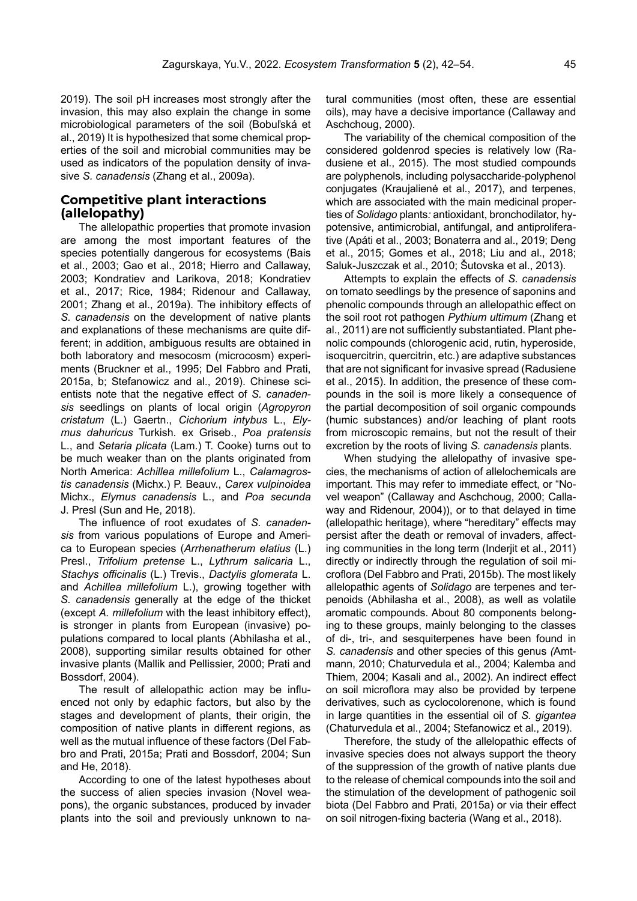2019). The soil pH increases most strongly after the invasion, this may also explain the change in some microbiological parameters of the soil (Bobuľská et al., 2019) It is hypothesized that some chemical properties of the soil and microbial communities may be used as indicators of the population density of invasive *S. canadensis* (Zhang et al., 2009a).

## Competitive plant interactions (allelopathy)

The allelopathic properties that promote invasion are among the most important features of the species potentially dangerous for ecosystems (Bais et al., 2003; Gao et al., 2018; Hierro and Callaway, 2003; Kondratiev and Larikova, 2018; Kondratiev et al., 2017; Rice, 1984; Ridenour and Callaway, 2001; Zhang et al., 2019a). The inhibitory effects of *S. canadensis* on the development of native plants and explanations of these mechanisms are quite different; in addition, ambiguous results are obtained in both laboratory and mesocosm (microcosm) experiments (Bruckner et al., 1995; Del Fabbro and Prati, 2015a, b; Stefanowicz and al., 2019). Chinese scientists note that the negative effect of *S. canadensis* seedlings on plants of local origin (*Agropyron cristatum* (L.) Gaertn., *Cichorium intybus* L., *Elymus dahuricus* Turkish. ex Griseb., *Poa pratensis* L., and *Setaria plicata* (Lam.) T. Cooke) turns out to be much weaker than on the plants originated from North America: *Achillea millefolium* L., *Calamagrostis canadensis* (Michx.) P. Beauv., *Carex vulpinoidea* Michx., *Elymus canadensis* L., and *Poa secunda* J. Presl (Sun and He, 2018).

The influence of root exudates of *S. canadensis* from various populations of Europe and America to European species (*Arrhenatherum elatius* (L.) Presl., *Trifolium pretense* L., *Lythrum salicaria* L., *Stachys officinalis* (L.) Trevis., *Dactylis glomerata* L. and *Achillea millefolium* L.), growing together with *S. canadensis* generally at the edge of the thicket (except *A. millefolium* with the least inhibitory effect), is stronger in plants from European (invasive) populations compared to local plants (Abhilasha et al., 2008), supporting similar results obtained for other invasive plants (Mallik and Pellissier, 2000; Prati and Bossdorf, 2004).

The result of allelopathic action may be influenced not only by edaphic factors, but also by the stages and development of plants, their origin, the composition of native plants in different regions, as well as the mutual influence of these factors (Del Fabbro and Prati, 2015a; Prati and Bossdorf, 2004; Sun and He, 2018).

According to one of the latest hypotheses about the success of alien species invasion (Novel weapons), the organic substances, produced by invader plants into the soil and previously unknown to natural communities (most often, these are essential oils), may have a decisive importance (Callaway and Aschchoug, 2000).

The variability of the chemical composition of the considered goldenrod species is relatively low (Radusiene et al., 2015). The most studied compounds are polyphenols, including polysaccharide-polyphenol conjugates (Kraujalienė et al., 2017), and terpenes, which are associated with the main medicinal properties of *Solidago* plants*:* antioxidant, bronchodilator, hypotensive, antimicrobial, antifungal, and antiproliferative (Apáti et al., 2003; Bonaterra and al., 2019; Deng et al., 2015; Gomes et al., 2018; Liu and al., 2018; Saluk-Juszczak et al., 2010; Šutovska et al., 2013).

Attempts to explain the effects of *S. canadensis* on tomato seedlings by the presence of saponins and phenolic compounds through an allelopathic effect on the soil root rot pathogen *Pythium ultimum* (Zhang et al., 2011) are not sufficiently substantiated. Plant phenolic compounds (chlorogenic acid, rutin, hyperoside, isoquercitrin, quercitrin, etc.) are adaptive substances that are not significant for invasive spread (Radusiene et al., 2015). In addition, the presence of these compounds in the soil is more likely a consequence of the partial decomposition of soil organic compounds (humic substances) and/or leaching of plant roots from microscopic remains, but not the result of their excretion by the roots of living *S. canadensis* plants.

When studying the allelopathy of invasive species, the mechanisms of action of allelochemicals are important. This may refer to immediate effect, or "Novel weapon" (Callaway and Aschchoug, 2000; Callaway and Ridenour, 2004)), or to that delayed in time (allelopathic heritage), where "hereditary" effects may persist after the death or removal of invaders, affecting communities in the long term (Inderjit et al., 2011) directly or indirectly through the regulation of soil microflora (Del Fabbro and Prati, 2015b). The most likely allelopathic agents of *Solidago* are terpenes and terpenoids (Abhilasha et al., 2008), as well as volatile aromatic compounds. About 80 components belonging to these groups, mainly belonging to the classes of di-, tri-, and sesquiterpenes have been found in *S. canadensis* and other species of this genus *(*Amtmann, 2010; Chaturvedula et al., 2004; Kalemba and Thiem, 2004; Kasali and al., 2002). An indirect effect on soil microflora may also be provided by terpene derivatives, such as cyclocolorenone, which is found in large quantities in the essential oil of *S. gigantea* (Chaturvedula et al., 2004; Stefanowicz et al., 2019).

Therefore, the study of the allelopathic effects of invasive species does not always support the theory of the suppression of the growth of native plants due to the release of chemical compounds into the soil and the stimulation of the development of pathogenic soil biota (Del Fabbro and Prati, 2015a) or via their effect on soil nitrogen-fixing bacteria (Wang et al., 2018).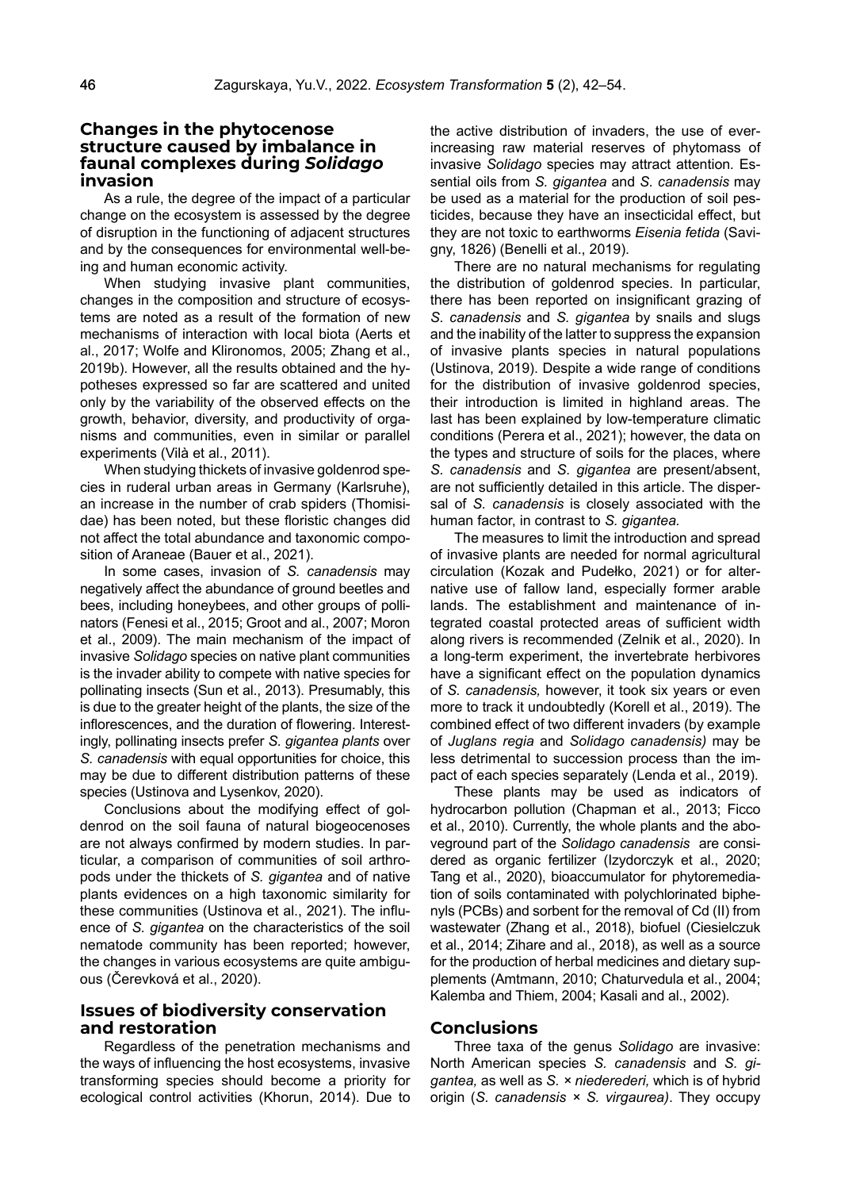## Changes in the phytocenose structure caused by imbalance in faunal complexes during *Solidago* invasion

As a rule, the degree of the impact of a particular change on the ecosystem is assessed by the degree of disruption in the functioning of adjacent structures and by the consequences for environmental well-being and human economic activity.

When studying invasive plant communities, changes in the composition and structure of ecosystems are noted as a result of the formation of new mechanisms of interaction with local biota (Aerts et al., 2017; Wolfe and Klironomos, 2005; Zhang et al., 2019b). However, all the results obtained and the hypotheses expressed so far are scattered and united only by the variability of the observed effects on the growth, behavior, diversity, and productivity of organisms and communities, even in similar or parallel experiments (Vilà et al., 2011).

When studying thickets of invasive goldenrod species in ruderal urban areas in Germany (Karlsruhe), an increase in the number of crab spiders (Thomisidae) has been noted, but these floristic changes did not affect the total abundance and taxonomic composition of Araneae (Bauer et al., 2021).

In some cases, invasion of *S. canadensis* may negatively affect the abundance of ground beetles and bees, including honeybees, and other groups of pollinators (Fenesi et al., 2015; Groot and al., 2007; Moron et al., 2009). The main mechanism of the impact of invasive *Solidago* species on native plant communities is the invader ability to compete with native species for pollinating insects (Sun et al., 2013). Presumably, this is due to the greater height of the plants, the size of the inflorescences, and the duration of flowering. Interestingly, pollinating insects prefer *S. gigantea plants* over *S. canadensis* with equal opportunities for choice, this may be due to different distribution patterns of these species (Ustinova and Lysenkov, 2020).

Conclusions about the modifying effect of goldenrod on the soil fauna of natural biogeocenoses are not always confirmed by modern studies. In particular, a comparison of communities of soil arthropods under the thickets of *S. gigantea* and of native plants evidences on a high taxonomic similarity for these communities (Ustinova et al., 2021). The influence of *S. gigantea* on the characteristics of the soil nematode community has been reported; however, the changes in various ecosystems are quite ambiguous (Čerevková et al., 2020).

## Issues of biodiversity conservation and restoration

Regardless of the penetration mechanisms and the ways of influencing the host ecosystems, invasive transforming species should become a priority for ecological control activities (Khorun, 2014). Due to the active distribution of invaders, the use of ever-increasing raw material reserves of phytomass of invasive *Solidago* species may attract attention. Essential oils from *S. gigantea* and *S. canadensis* may be used as a material for the production of soil pesticides, because they have an insecticidal effect, but they are not toxic to earthworms *Eisenia fetida* (Savigny, 1826) (Benelli et al., 2019).

There are no natural mechanisms for regulating the distribution of goldenrod species. In particular, there has been reported on insignificant grazing of *S. canadensis* and *S. gigantea* by snails and slugs and the inability of the latter to suppress the expansion of invasive plants species in natural populations (Ustinova, 2019). Despite a wide range of conditions for the distribution of invasive goldenrod species, their introduction is limited in highland areas. The last has been explained by low-temperature climatic conditions (Perera et al., 2021); however, the data on the types and structure of soils for the places, where *S. canadensis* and *S. gigantea* are present/absent, are not sufficiently detailed in this article. The dispersal of *S. canadensis* is closely associated with the human factor, in contrast to *S. gigantea.*

The measures to limit the introduction and spread of invasive plants are needed for normal agricultural circulation (Kozak and Pudełko, 2021) or for alternative use of fallow land, especially former arable lands. The establishment and maintenance of integrated coastal protected areas of sufficient width along rivers is recommended (Zelnik et al., 2020). In a long-term experiment, the invertebrate herbivores have a significant effect on the population dynamics of *S. canadensis,* however, it took six years or even more to track it undoubtedly (Korell et al., 2019). The combined effect of two different invaders (by example of *Juglans regia* and *Solidago canadensis)* may be less detrimental to succession process than the impact of each species separately (Lenda et al., 2019).

These plants may be used as indicators of hydrocarbon pollution (Chapman et al., 2013; Ficco et al., 2010). Currently, the whole plants and the aboveground part of the *Solidago canadensis* are considered as organic fertilizer (Izydorczyk et al., 2020; Tang et al., 2020), bioaccumulator for phytoremediation of soils contaminated with polychlorinated biphenyls (PCBs) and sorbent for the removal of Cd (II) from wastewater (Zhang et al., 2018), biofuel (Ciesielczuk et al., 2014; Zihare and al., 2018), as well as a source for the production of herbal medicines and dietary supplements (Amtmann, 2010; Chaturvedula et al., 2004; Kalemba and Thiem, 2004; Kasali and al., 2002).

## Conclusions

Three taxa of the genus *Solidago* are invasive: North American species *S. canadensis* and *S. gigantea,* as well as *S.* × *niederederi,* which is of hybrid origin (*S. canadensis* × *S. virgaurea)*. They occupy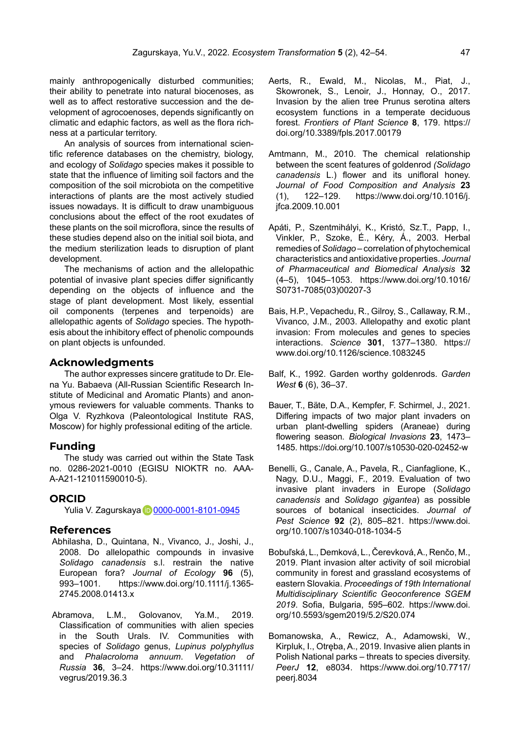mainly anthropogenically disturbed communities; their ability to penetrate into natural biocenoses, as well as to affect restorative succession and the development of agrocoenoses, depends significantly on climatic and edaphic factors, as well as the flora richness at a particular territory.

An analysis of sources from international scientific reference databases on the chemistry, biology, and ecology of *Solidago* species makes it possible to state that the influence of limiting soil factors and the composition of the soil microbiota on the competitive interactions of plants are the most actively studied issues nowadays. It is difficult to draw unambiguous conclusions about the effect of the root exudates of these plants on the soil microflora, since the results of these studies depend also on the initial soil biota, and the medium sterilization leads to disruption of plant development.

The mechanisms of action and the allelopathic potential of invasive plant species differ significantly depending on the objects of influence and the stage of plant development. Most likely, essential oil components (terpenes and terpenoids) are allelopathic agents of *Solidago* species. The hypothesis about the inhibitory effect of phenolic compounds on plant objects is unfounded.

## Acknowledgments

The author expresses sincere gratitude to Dr. Elena Yu. Babaeva (All-Russian Scientific Research Institute of Medicinal and Aromatic Plants) and anonymous reviewers for valuable comments. Thanks to Olga V. Ryzhkova (Paleontological Institute RAS, Moscow) for highly professional editing of the article.

## Funding

The study was carried out within the State Task no. 0286-2021-0010 (EGISU NIOKTR no. AAAA-A21-121011590010-5).

## ORCID

Yulia V. Zagurskaya 0000-0001-8101-0945

## References

Abhilasha, D., Quintana, N., Vivanco, J., Joshi, J., 2008. Do allelopathic compounds in invasive *Solidago canadensis* s.l. restrain the native European fora? *Journal of Ecology* **96** (5), 993–1001. https://www.doi.org/10.1111/j.1365-2745.2008.01413.x

Abramova, L.M., Golovanov, Ya.M., 2019. Classification of communities with alien species in the South Urals. IV. Communities with species of *Solidago* genus, *Lupinus polyphyllus* and *Phalacroloma annuum*. *Vegetation of Russia* **36**, 3–24. https://www.doi.org/10.31111/vegrus/2019.36.3

Aerts, R., Ewald, M., Nicolas, M., Piat, J., Skowronek, S., Lenoir, J., Honnay, O., 2017. Invasion by the alien tree Prunus serotina alters ecosystem functions in a temperate deciduous forest. *Frontiers of Plant Science* **8**, 179. https://doi.org/10.3389/fpls.2017.00179

Amtmann, M., 2010. The chemical relationship between the scent features of goldenrod *(Solidago canadensis* L.) flower and its unifloral honey. *Journal of Food Composition and Analysis* **23** (1), 122–129. https://www.doi.org/10.1016/j.jfca.2009.10.001

Apáti, P., Szentmihályi, K., Kristó, Sz.T., Papp, I., Vinkler, P., Szoke, É., Kéry, Á., 2003. Herbal remedies of *Solidago* – correlation of phytochemical characteristics and antioxidative properties. *Journal of Pharmaceutical and Biomedical Analysis* **32** (4–5), 1045–1053. https://www.doi.org/10.1016/S0731-7085(03)00207-3

Bais, H.P., Vepachedu, R., Gilroy, S., Callaway, R.M., Vivanco, J.M., 2003. Allelopathy and exotic plant invasion: From molecules and genes to species interactions. *Science* **301**, 1377–1380. https://www.doi.org/10.1126/science.1083245

Balf, K., 1992. Garden worthy goldenrods. *Garden West* **6** (6), 36–37.

Bauer, T., Bäte, D.A., Kempfer, F. Schirmel, J., 2021. Differing impacts of two major plant invaders on urban plant-dwelling spiders (Araneae) during flowering season. *Biological Invasions* **23**, 1473–1485. https://doi.org/10.1007/s10530-020-02452-w

Benelli, G., Canale, A., Pavela, R., Cianfaglione, K., Nagy, D.U., Maggi, F., 2019. Evaluation of two invasive plant invaders in Europe (*Solidago canadensis* and *Solidago gigantea*) as possible sources of botanical insecticides. *Journal of Pest Science* **92** (2), 805–821. https://www.doi.org/10.1007/s10340-018-1034-5

Bobuľská, L., Demková, L., Čerevková, A., Renčo, M., 2019. Plant invasion alter activity of soil microbial community in forest and grassland ecosystems of eastern Slovakia. *Proceedings of 19th International Multidisciplinary Scientific Geoconference SGEM 2019*. Sofia, Bulgaria, 595–602. https://www.doi.org/10.5593/sgem2019/5.2/S20.074

Bomanowska, A., Rewicz, A., Adamowski, W., Kirpluk, I., Otręba, A., 2019. Invasive alien plants in Polish National parks – threats to species diversity. *PeerJ* **12**, e8034. https://www.doi.org/10.7717/peerj.8034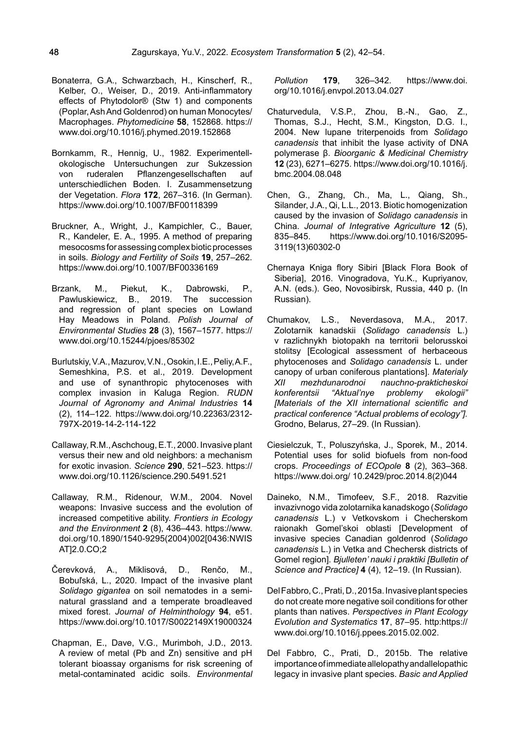Bonaterra, G.A., Schwarzbach, H., Kinscherf, R., Kelber, O., Weiser, D., 2019. Anti-inflammatory effects of Phytodolor® (Stw 1) and components (Poplar, Ash And Goldenrod) on human Monocytes/Macrophages. *Phytomedicine* **58**, 152868. https://www.doi.org/10.1016/j.phymed.2019.152868

Bornkamm, R., Hennig, U., 1982. Experimentell-okologische Untersuchungen zur Sukzession von ruderalen Pflanzengesellschaften auf unterschiedlichen Boden. I. Zusammensetzung der Vegetation. *Flora* **172**, 267–316. (In German). https://www.doi.org/10.1007/BF00118399

Bruckner, A., Wright, J., Kampichler, C., Bauer, R., Kandeler, E. A., 1995. A method of preparing mesocosms for assessing complex biotic processes in soils. *Biology and Fertility of Soils* **19**, 257–262. https://www.doi.org/10.1007/BF00336169

Brzank, M., Piekut, K., Dabrowski, P., Pawluskiewicz, B., 2019. The succession and regression of plant species on Lowland Hay Meadows in Poland. *Polish Journal of Environmental Studies* **28** (3), 1567–1577. https://www.doi.org/10.15244/pjoes/85302

Burlutskiy, V.A., Mazurov, V.N., Osokin, I.E., Peliy, A.F., Semeshkina, P.S. et al., 2019. Development and use of synanthropic phytocenoses with complex invasion in Kaluga Region. *RUDN Journal of Agronomy and Animal Industries* **14** (2), 114–122. https://www.doi.org/10.22363/2312-797X-2019-14-2-114-122

Callaway, R.M., Aschchoug, E.T., 2000. Invasive plant versus their new and old neighbors: a mechanism for exotic invasion. *Science* **290**, 521–523. https://www.doi.org/10.1126/science.290.5491.521

Callaway, R.M., Ridenour, W.M., 2004. Novel weapons: Invasive success and the evolution of increased competitive ability. *Frontiers in Ecology and the Environment* **2** (8), 436–443. https://www.doi.org/10.1890/1540-9295(2004)002[0436:NWISAT]2.0.CO;2

Čerevková, A., Miklisová, D., Renčo, M., Bobuľská, L., 2020. Impact of the invasive plant *Solidago gigantea* on soil nematodes in a semi-natural grassland and a temperate broadleaved mixed forest. *Journal of Helminthology* **94**, e51. https://www.doi.org/10.1017/S0022149X19000324

Chapman, E., Dave, V.G., Murimboh, J.D., 2013. A review of metal (Pb and Zn) sensitive and pH tolerant bioassay organisms for risk screening of metal-contaminated acidic soils. *Environmental Pollution* **179**, 326–342. https://www.doi.org/10.1016/j.envpol.2013.04.027

Chaturvedula, V.S.P., Zhou, B.-N., Gao, Z., Thomas, S.J., Hecht, S.M., Kingston, D.G. I., 2004. New lupane triterpenoids from *Solidago canadensis* that inhibit the lyase activity of DNA polymerase β. *Bioorganic & Medicinal Chemistry* **12** (23), 6271–6275. https://www.doi.org/10.1016/j.bmc.2004.08.048

Chen, G., Zhang, Ch., Ma, L., Qiang, Sh., Silander, J.A., Qi, L.L., 2013. Biotic homogenization caused by the invasion of *Solidago canadensis* in China. *Journal of Integrative Agriculture* **12** (5), 835–845. https://www.doi.org/10.1016/S2095-3119(13)60302-0

Chernaya Kniga flory Sibiri [Black Flora Book of Siberia], 2016. Vinogradova, Yu.K., Kupriyanov, A.N. (eds.). Geo, Novosibirsk, Russia, 440 p. (In Russian).

Chumakov, L.S., Neverdasova, M.A., 2017. Zolotarnik kanadskii (*Solidago canadensis* L.) v razlichnykh biotopakh na territorii belorusskoi stolitsy [Ecological assessment of herbaceous phytocenoses and *Solidago canadensis* L. under canopy of urban coniferous plantations]. *Materialy XII mezhdunarodnoi nauchno-prakticheskoi konferentsii "Aktual'nye problemy ekologii" [Materials of the XII international scientific and practical conference "Actual problems of ecology"].* Grodno, Belarus, 27–29. (In Russian).

Ciesielczuk, T., Poluszyńska, J., Sporek, M., 2014. Potential uses for solid biofuels from non-food crops. *Proceedings of ECOpole* **8** (2), 363–368. https://www.doi.org/ 10.2429/proc.2014.8(2)044

Daineko, N.M., Timofeev, S.F., 2018. Razvitie invazivnogo vida zolotarnika kanadskogo (*Solidago canadensis* L.) v Vetkovskom i Checherskom raionakh Gomel'skoi oblasti [Development of invasive species Canadian goldenrod (*Solidago canadensis* L.) in Vetka and Chechersk districts of Gomel region]. *Bjulleten' nauki i praktiki [Bulletin of Science and Practice]* **4** (4), 12–19. (In Russian).

Del Fabbro, C., Prati, D., 2015a. Invasive plant species do not create more negative soil conditions for other plants than natives. *Perspectives in Plant Ecology Evolution and Systematics* **17**, 87–95. http:https://www.doi.org/10.1016/j.ppees.2015.02.002.

Del Fabbro, C., Prati, D., 2015b. The relative importance of immediate allelopathy and allelopathic legacy in invasive plant species. *Basic and Applied*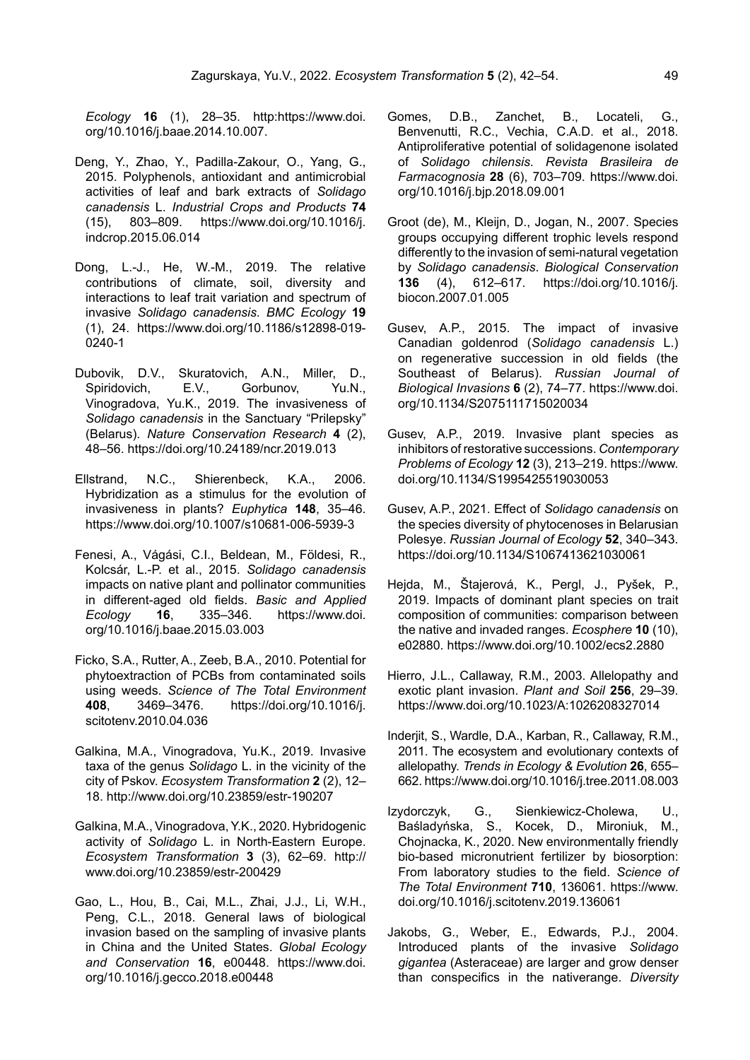*Ecology* **16** (1), 28–35. http:https://www.doi.org/10.1016/j.baae.2014.10.007.

Deng, Y., Zhao, Y., Padilla-Zakour, O., Yang, G., 2015. Polyphenols, antioxidant and antimicrobial activities of leaf and bark extracts of *Solidago canadensis* L. *Industrial Crops and Products* **74** (15), 803–809. https://www.doi.org/10.1016/j.indcrop.2015.06.014

Dong, L.-J., He, W.-M., 2019. The relative contributions of climate, soil, diversity and interactions to leaf trait variation and spectrum of invasive *Solidago canadensis*. *BMC Ecology* **19** (1), 24. https://www.doi.org/10.1186/s12898-019-0240-1

Dubovik, D.V., Skuratovich, A.N., Miller, D., Spiridovich, E.V., Gorbunov, Yu.N., Vinogradova, Yu.K., 2019. The invasiveness of *Solidago canadensis* in the Sanctuary "Prilepsky" (Belarus). *Nature Conservation Research* **4** (2), 48–56. https://doi.org/10.24189/ncr.2019.013

Ellstrand, N.C., Shierenbeck, K.A., 2006. Hybridization as a stimulus for the evolution of invasiveness in plants? *Euphytica* **148**, 35–46. https://www.doi.org/10.1007/s10681-006-5939-3

Fenesi, A., Vágási, C.I., Beldean, M., Földesi, R., Kolcsár, L.-P. et al., 2015. *Solidago canadensis* impacts on native plant and pollinator communities in different-aged old fields. *Basic and Applied Ecology* **16**, 335–346. https://www.doi.org/10.1016/j.baae.2015.03.003

Ficko, S.A., Rutter, A., Zeeb, B.A., 2010. Potential for phytoextraction of PCBs from contaminated soils using weeds. *Science of The Total Environment* **408**, 3469–3476. https://doi.org/10.1016/j.scitotenv.2010.04.036

Galkina, M.A., Vinogradova, Yu.K., 2019. Invasive taxa of the genus *Solidago* L. in the vicinity of the city of Pskov. *Ecosystem Transformation* **2** (2), 12–18. http://www.doi.org/10.23859/estr-190207

Galkina, M.A., Vinogradova, Yu.K., 2020. Hybridogenic activity of *Solidago* L. in North-Eastern Europe. *Ecosystem Transformation* **3** (3), 62–69. http://www.doi.org/10.23859/estr-200429

Gao, L., Hou, B., Cai, M.L., Zhai, J.J., Li, W.H., Peng, C.L., 2018. General laws of biological invasion based on the sampling of invasive plants in China and the United States. *Global Ecology and Conservation* **16**, e00448. https://www.doi.org/10.1016/j.gecco.2018.e00448

Gomes, D.B., Zanchet, B., Locateli, G., Benvenutti, R.C., Vechia, C.A.D. et al., 2018. Antiproliferative potential of solidagenone isolated of *Solidago chilensis*. *Revista Brasileira de Farmacognosia* **28** (6), 703–709. https://www.doi.org/10.1016/j.bjp.2018.09.001

Groot (de), M., Kleijn, D., Jogan, N., 2007. Species groups occupying different trophic levels respond differently to the invasion of semi-natural vegetation by *Solidago canadensis*. *Biological Conservation* **136** (4), 612–617. https://doi.org/10.1016/j.biocon.2007.01.005

Gusev, A.P., 2015. The impact of invasive Canadian goldenrod (*Solidago canadensis* L.) on regenerative succession in old fields (the Southeast of Belarus). *Russian Journal of Biological Invasions* **6** (2), 74–77. https://www.doi.org/10.1134/S2075111715020034

Gusev, A.P., 2019. Invasive plant species as inhibitors of restorative successions. *Contemporary Problems of Ecology* **12** (3), 213–219. https://www.doi.org/10.1134/S1995425519030053

Gusev, A.P., 2021. Effect of *Solidago canadensis* on the species diversity of phytocenoses in Belarusian Polesye. *Russian Journal of Ecology* **52**, 340–343. https://doi.org/10.1134/S1067413621030061

Hejda, M., Štajerová, K., Pergl, J., Pyšek, P., 2019. Impacts of dominant plant species on trait composition of communities: comparison between the native and invaded ranges. *Ecosphere* **10** (10), e02880. https://www.doi.org/10.1002/ecs2.2880

Hierro, J.L., Callaway, R.M., 2003. Allelopathy and exotic plant invasion. *Plant and Soil* **256**, 29–39. https://www.doi.org/10.1023/A:1026208327014

Inderjit, S., Wardle, D.A., Karban, R., Callaway, R.M., 2011. The ecosystem and evolutionary contexts of allelopathy. *Trends in Ecology & Evolution* **26**, 655–662. https://www.doi.org/10.1016/j.tree.2011.08.003

Izydorczyk, G., Sienkiewicz-Cholewa, U., Baśladyńska, S., Kocek, D., Mironiuk, M., Chojnacka, K., 2020. New environmentally friendly bio-based micronutrient fertilizer by biosorption: From laboratory studies to the field. *Science of The Total Environment* **710**, 136061. https://www.doi.org/10.1016/j.scitotenv.2019.136061

Jakobs, G., Weber, E., Edwards, P.J., 2004. Introduced plants of the invasive *Solidago gigantea* (Asteraceae) are larger and grow denser than conspecifics in the nativerange. *Diversity*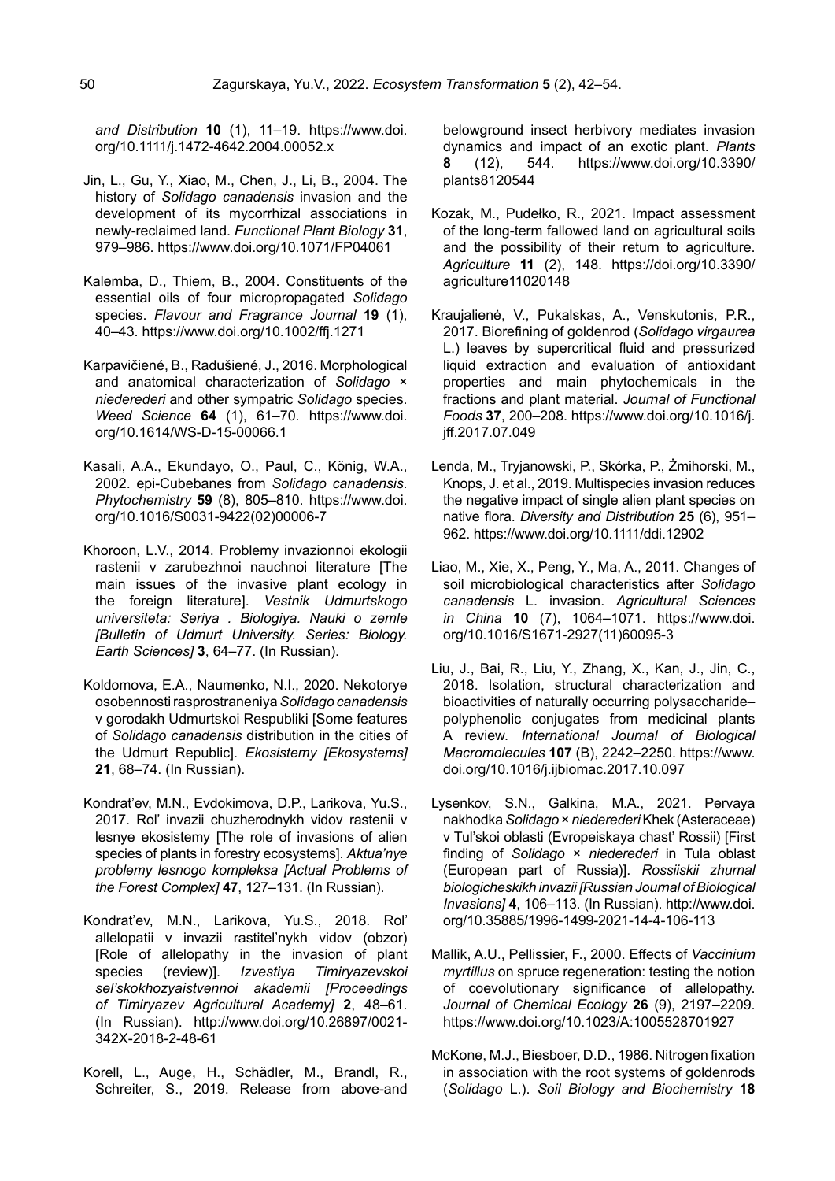*and Distribution* **10** (1), 11–19. https://www.doi.org/10.1111/j.1472-4642.2004.00052.x

Jin, L., Gu, Y., Xiao, M., Chen, J., Li, B., 2004. The history of *Solidago canadensis* invasion and the development of its mycorrhizal associations in newly-reclaimed land. *Functional Plant Biology* **31**, 979–986. https://www.doi.org/10.1071/FP04061

Kalemba, D., Thiem, B., 2004. Constituents of the essential oils of four micropropagated *Solidago* species. *Flavour and Fragrance Journal* **19** (1), 40–43. https://www.doi.org/10.1002/ffj.1271

Karpavičienė, B., Radušienė, J., 2016. Morphological and anatomical characterization of *Solidago* × *niederederi* and other sympatric *Solidago* species. *Weed Science* **64** (1), 61–70. https://www.doi.org/10.1614/WS-D-15-00066.1

Kasali, A.A., Ekundayo, O., Paul, C., König, W.A., 2002. epi-Cubebanes from *Solidago canadensis*. *Phytochemistry* **59** (8), 805–810. https://www.doi.org/10.1016/S0031-9422(02)00006-7

Khoroon, L.V., 2014. Problemy invazionnoi ekologii rastenii v zarubezhnoi nauchnoi literature [The main issues of the invasive plant ecology in the foreign literature]. *Vestnik Udmurtskogo universiteta: Seriya . Biologiya. Nauki o zemle [Bulletin of Udmurt University. Series: Biology. Earth Sciences]* **3**, 64–77. (In Russian).

Koldomova, E.A., Naumenko, N.I., 2020. Nekotorye osobennosti rasprostraneniya *Solidago canadensis* v gorodakh Udmurtskoi Respubliki [Some features of *Solidago canadensis* distribution in the cities of the Udmurt Republic]. *Ekosistemy [Ekosystems]* **21**, 68–74. (In Russian).

Kondrat'ev, M.N., Evdokimova, D.P., Larikova, Yu.S., 2017. Rol' invazii chuzherodnykh vidov rastenii v lesnye ekosistemy [The role of invasions of alien species of plants in forestry ecosystems]. *Aktua'nye problemy lesnogo kompleksa [Actual Problems of the Forest Complex]* **47**, 127–131. (In Russian).

Kondrat'ev, M.N., Larikova, Yu.S., 2018. Rol' allelopatii v invazii rastitel'nykh vidov (obzor) [Role of allelopathy in the invasion of plant species (review)]. *Izvestiya Timiryazevskoi sel'skokhozyaistvennoi akademii [Proceedings of Timiryazev Agricultural Academy]* **2**, 48–61. (In Russian). http://www.doi.org/10.26897/0021-342X-2018-2-48-61

Korell, L., Auge, H., Schädler, M., Brandl, R., Schreiter, S., 2019. Release from above-and belowground insect herbivory mediates invasion dynamics and impact of an exotic plant. *Plants* **8** (12), 544. https://www.doi.org/10.3390/plants8120544

Kozak, M., Pudełko, R., 2021. Impact assessment of the long-term fallowed land on agricultural soils and the possibility of their return to agriculture. *Agriculture* **11** (2), 148. https://doi.org/10.3390/agriculture11020148

Kraujalienė, V., Pukalskas, A., Venskutonis, P.R., 2017. Biorefining of goldenrod (*Solidago virgaurea* L.) leaves by supercritical fluid and pressurized liquid extraction and evaluation of antioxidant properties and main phytochemicals in the fractions and plant material. *Journal of Functional Foods* **37**, 200–208. https://www.doi.org/10.1016/j.jff.2017.07.049

Lenda, M., Tryjanowski, P., Skórka, P., Żmihorski, M., Knops, J. et al., 2019. Multispecies invasion reduces the negative impact of single alien plant species on native flora. *Diversity and Distribution* **25** (6), 951–962. https://www.doi.org/10.1111/ddi.12902

Liao, M., Xie, X., Peng, Y., Ma, A., 2011. Changes of soil microbiological characteristics after *Solidago canadensis* L. invasion. *Agricultural Sciences in China* **10** (7), 1064–1071. https://www.doi.org/10.1016/S1671-2927(11)60095-3

Liu, J., Bai, R., Liu, Y., Zhang, X., Kan, J., Jin, C., 2018. Isolation, structural characterization and bioactivities of naturally occurring polysaccharide–polyphenolic conjugates from medicinal plants A review. *International Journal of Biological Macromolecules* **107** (B), 2242–2250. https://www.doi.org/10.1016/j.ijbiomac.2017.10.097

Lysenkov, S.N., Galkina, M.A., 2021. Pervaya nakhodka *Solidago* × *niederederi* Khek (Asteraceae) v Tul'skoi oblasti (Evropeiskaya chast' Rossii) [First finding of *Solidago* × *niederederi* in Tula oblast (European part of Russia)]. *Rossiiskii zhurnal biologicheskikh invazii [Russian Journal of Biological Invasions]* **4**, 106–113. (In Russian). http://www.doi.org/10.35885/1996-1499-2021-14-4-106-113

Mallik, A.U., Pellissier, F., 2000. Effects of *Vaccinium myrtillus* on spruce regeneration: testing the notion of coevolutionary significance of allelopathy. *Journal of Chemical Ecology* **26** (9), 2197–2209. https://www.doi.org/10.1023/A:1005528701927

McKone, M.J., Biesboer, D.D., 1986. Nitrogen fixation in association with the root systems of goldenrods (*Solidago* L.). *Soil Biology and Biochemistry* **18**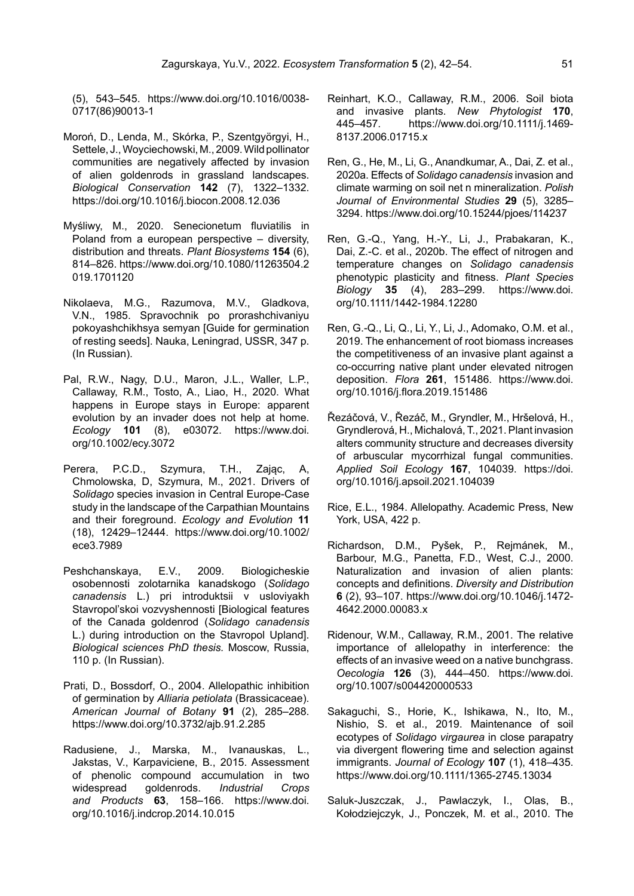(5), 543–545. https://www.doi.org/10.1016/0038-0717(86)90013-1

Moroń, D., Lenda, M., Skórka, P., Szentgyörgyi, H., Settele, J., Woyciechowski, M., 2009. Wild pollinator communities are negatively affected by invasion of alien goldenrods in grassland landscapes. *Biological Conservation* **142** (7), 1322–1332. https://doi.org/10.1016/j.biocon.2008.12.036

Myśliwy, M., 2020. Senecionetum fluviatilis in Poland from a european perspective – diversity, distribution and threats. *Plant Biosystems* **154** (6), 814–826. https://www.doi.org/10.1080/11263504.2019.1701120

Nikolaeva, M.G., Razumova, M.V., Gladkova, V.N., 1985. Spravochnik po prorashchivaniyu pokoyashchikhsya semyan [Guide for germination of resting seeds]. Nauka, Leningrad, USSR, 347 p. (In Russian).

Pal, R.W., Nagy, D.U., Maron, J.L., Waller, L.P., Callaway, R.M., Tosto, A., Liao, H., 2020. What happens in Europe stays in Europe: apparent evolution by an invader does not help at home. *Ecology* **101** (8), e03072. https://www.doi.org/10.1002/ecy.3072

Perera, P.C.D., Szymura, T.H., Zając, A, Chmolowska, D, Szymura, M., 2021. Drivers of *Solidago* species invasion in Central Europe-Case study in the landscape of the Carpathian Mountains and their foreground. *Ecology and Evolution* **11** (18), 12429–12444. https://www.doi.org/10.1002/ece3.7989

Peshchanskaya, E.V., 2009. Biologicheskie osobennosti zolotarnika kanadskogo (*Solidago canadensis* L.) pri introduktsii v usloviyakh Stavropol'skoi vozvyshennosti [Biological features of the Canada goldenrod (*Solidago canadensis* L.) during introduction on the Stavropol Upland]. *Biological sciences PhD thesis*. Moscow, Russia, 110 p. (In Russian).

Prati, D., Bossdorf, O., 2004. Allelopathic inhibition of germination by *Alliaria petiolata* (Brassicaceae). *American Journal of Botany* **91** (2), 285–288. https://www.doi.org/10.3732/ajb.91.2.285

Radusiene, J., Marska, M., Ivanauskas, L., Jakstas, V., Karpaviciene, B., 2015. Assessment of phenolic compound accumulation in two widespread goldenrods. *Industrial Crops and Products* **63**, 158–166. https://www.doi.org/10.1016/j.indcrop.2014.10.015

Reinhart, K.O., Callaway, R.M., 2006. Soil biota and invasive plants. *New Phytologist* **170**, 445–457. https://www.doi.org/10.1111/j.1469-8137.2006.01715.x

Ren, G., He, M., Li, G., Anandkumar, A., Dai, Z. et al., 2020a. Effects of *Solidago canadensis* invasion and climate warming on soil net n mineralization. *Polish Journal of Environmental Studies* **29** (5), 3285–3294. https://www.doi.org/10.15244/pjoes/114237

Ren, G.-Q., Yang, H.-Y., Li, J., Prabakaran, K., Dai, Z.-C. et al., 2020b. The effect of nitrogen and temperature changes on *Solidago canadensis* phenotypic plasticity and fitness. *Plant Species Biology* **35** (4), 283–299. https://www.doi.org/10.1111/1442-1984.12280

Ren, G.-Q., Li, Q., Li, Y., Li, J., Adomako, O.M. et al., 2019. The enhancement of root biomass increases the competitiveness of an invasive plant against a co-occurring native plant under elevated nitrogen deposition. *Flora* **261**, 151486. https://www.doi.org/10.1016/j.flora.2019.151486

Řezáčová, V., Řezáč, M., Gryndler, M., Hršelová, H., Gryndlerová, H., Michalová, T., 2021. Plant invasion alters community structure and decreases diversity of arbuscular mycorrhizal fungal communities. *Applied Soil Ecology* **167**, 104039. https://doi.org/10.1016/j.apsoil.2021.104039

Rice, E.L., 1984. Allelopathy. Academic Press, New York, USA, 422 p.

Richardson, D.M., Pyšek, P., Rejmánek, M., Barbour, M.G., Panetta, F.D., West, C.J., 2000. Naturalization and invasion of alien plants: concepts and definitions. *Diversity and Distribution* **6** (2), 93–107. https://www.doi.org/10.1046/j.1472-4642.2000.00083.x

Ridenour, W.M., Callaway, R.M., 2001. The relative importance of allelopathy in interference: the effects of an invasive weed on a native bunchgrass. *Oecologia* **126** (3), 444–450. https://www.doi.org/10.1007/s004420000533

Sakaguchi, S., Horie, K., Ishikawa, N., Ito, M., Nishio, S. et al., 2019. Maintenance of soil ecotypes of *Solidago virgaurea* in close parapatry via divergent flowering time and selection against immigrants. *Journal of Ecology* **107** (1), 418–435. https://www.doi.org/10.1111/1365-2745.13034

Saluk-Juszczak, J., Pawlaczyk, I., Olas, B., Kołodziejczyk, J., Ponczek, M. et al., 2010. The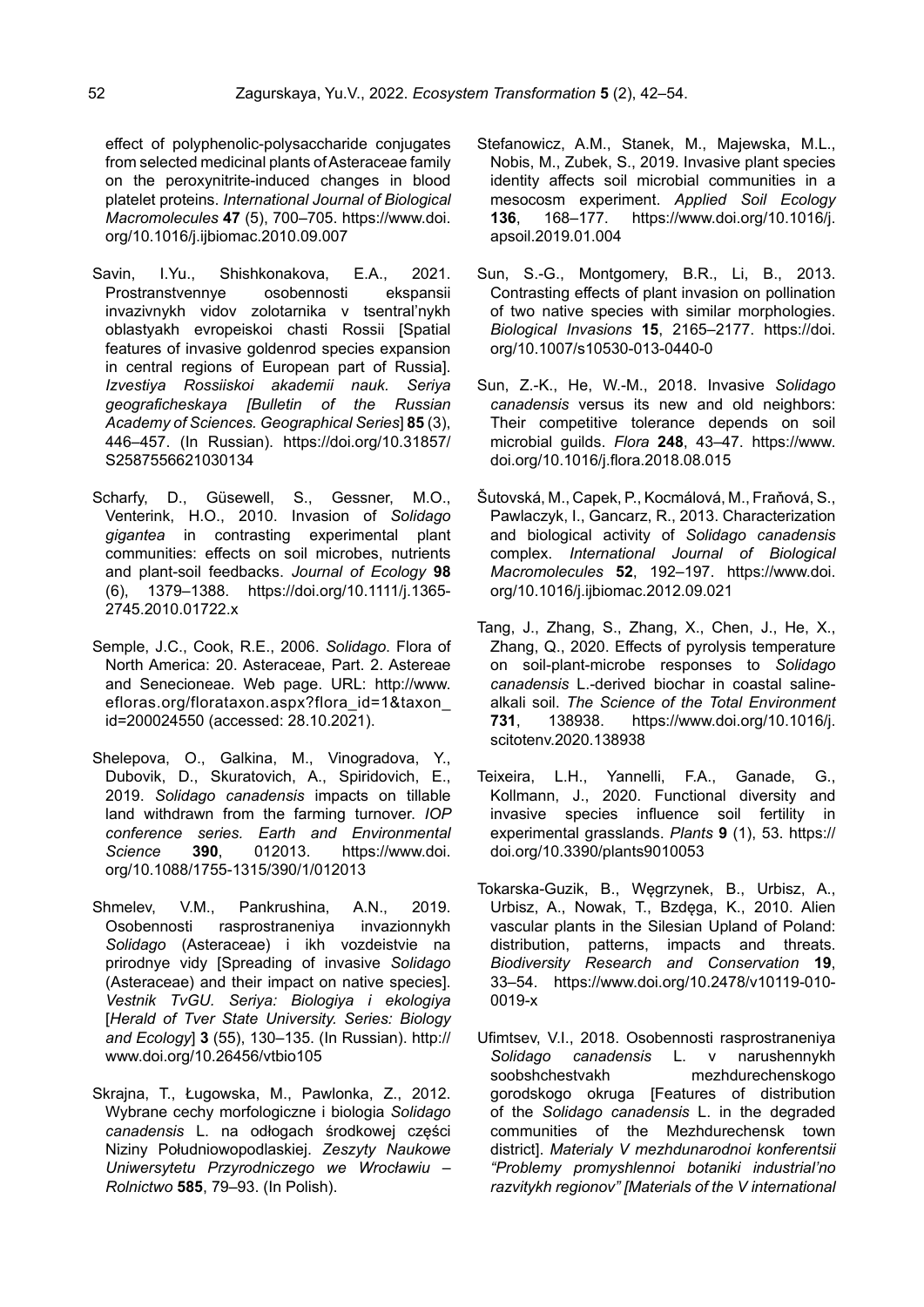effect of polyphenolic-polysaccharide conjugates from selected medicinal plants of Asteraceae family on the peroxynitrite-induced changes in blood platelet proteins. *International Journal of Biological Macromolecules* **47** (5), 700–705. https://www.doi.org/10.1016/j.ijbiomac.2010.09.007

Savin, I.Yu., Shishkonakova, E.A., 2021. Prostranstvennye osobennosti ekspansii invazivnykh vidov zolotarnika v tsentral'nykh oblastyakh evropeiskoi chasti Rossii [Spatial features of invasive goldenrod species expansion in central regions of European part of Russia]. *Izvestiya Rossiiskoi akademii nauk. Seriya geograficheskaya [Bulletin of the Russian Academy of Sciences. Geographical Series*] **85** (3), 446–457. (In Russian). https://doi.org/10.31857/S2587556621030134

Scharfy, D., Güsewell, S., Gessner, M.O., Venterink, H.O., 2010. Invasion of *Solidago gigantea* in contrasting experimental plant communities: effects on soil microbes, nutrients and plant-soil feedbacks. *Journal of Ecology* **98** (6), 1379–1388. https://doi.org/10.1111/j.1365-2745.2010.01722.x

Semple, J.C., Cook, R.E., 2006. *Solidago*. Flora of North America: 20. Asteraceae, Part. 2. Astereae and Senecioneae. Web page. URL: http://www.efloras.org/florataxon.aspx?flora_id=1&taxon_id=200024550 (accessed: 28.10.2021).

Shelepova, O., Galkina, M., Vinogradova, Y., Dubovik, D., Skuratovich, A., Spiridovich, E., 2019. *Solidago canadensis* impacts on tillable land withdrawn from the farming turnover. *IOP conference series. Earth and Environmental Science* **390**, 012013. https://www.doi.org/10.1088/1755-1315/390/1/012013

Shmelev, V.M., Pankrushina, A.N., 2019. Osobennosti rasprostraneniya invazionnykh *Solidago* (Asteraceae) i ikh vozdeistvie na prirodnye vidy [Spreading of invasive *Solidago* (Asteraceae) and their impact on native species]. *Vestnik TvGU. Seriya: Biologiya i ekologiya* [*Herald of Tver State University. Series: Biology and Ecology*] **3** (55), 130–135. (In Russian). http://www.doi.org/10.26456/vtbio105

Skrajna, T., Ługowska, M., Pawlonka, Z., 2012. Wybrane cechy morfologiczne i biologia *Solidago canadensis* L. na odłogach środkowej części Niziny Południowopodlaskiej. *Zeszyty Naukowe Uniwersytetu Przyrodniczego we Wrocławiu – Rolnictwo* **585**, 79–93. (In Polish).

Stefanowicz, A.M., Stanek, M., Majewska, M.L., Nobis, M., Zubek, S., 2019. Invasive plant species identity affects soil microbial communities in a mesocosm experiment. *Applied Soil Ecology* **136**, 168–177. https://www.doi.org/10.1016/j.apsoil.2019.01.004

Sun, S.-G., Montgomery, B.R., Li, B., 2013. Contrasting effects of plant invasion on pollination of two native species with similar morphologies. *Biological Invasions* **15**, 2165–2177. https://doi.org/10.1007/s10530-013-0440-0

Sun, Z.-K., He, W.-M., 2018. Invasive *Solidago canadensis* versus its new and old neighbors: Their competitive tolerance depends on soil microbial guilds. *Flora* **248**, 43–47. https://www.doi.org/10.1016/j.flora.2018.08.015

Šutovská, M., Capek, P., Kocmálová, M., Fraňová, S., Pawlaczyk, I., Gancarz, R., 2013. Characterization and biological activity of *Solidago canadensis* complex. *International Journal of Biological Macromolecules* **52**, 192–197. https://www.doi.org/10.1016/j.ijbiomac.2012.09.021

Tang, J., Zhang, S., Zhang, X., Chen, J., He, X., Zhang, Q., 2020. Effects of pyrolysis temperature on soil-plant-microbe responses to *Solidago canadensis* L.-derived biochar in coastal saline-alkali soil. *The Science of the Total Environment* **731**, 138938. https://www.doi.org/10.1016/j.scitotenv.2020.138938

Teixeira, L.H., Yannelli, F.A., Ganade, G., Kollmann, J., 2020. Functional diversity and invasive species influence soil fertility in experimental grasslands. *Plants* **9** (1), 53. https://doi.org/10.3390/plants9010053

Tokarska-Guzik, B., Węgrzynek, B., Urbisz, A., Urbisz, A., Nowak, T., Bzdęga, K., 2010. Alien vascular plants in the Silesian Upland of Poland: distribution, patterns, impacts and threats. *Biodiversity Research and Conservation* **19**, 33–54. https://www.doi.org/10.2478/v10119-010-0019-x

Ufimtsev, V.I., 2018. Osobennosti rasprostraneniya *Solidago canadensis* L. v narushennykh soobshchestvakh mezhdurechenskogo gorodskogo okruga [Features of distribution of the *Solidago canadensis* L. in the degraded communities of the Mezhdurechensk town district]. *Materialy V mezhdunarodnoi konferentsii "Problemy promyshlennoi botaniki industrial'no razvitykh regionov" [Materials of the V international*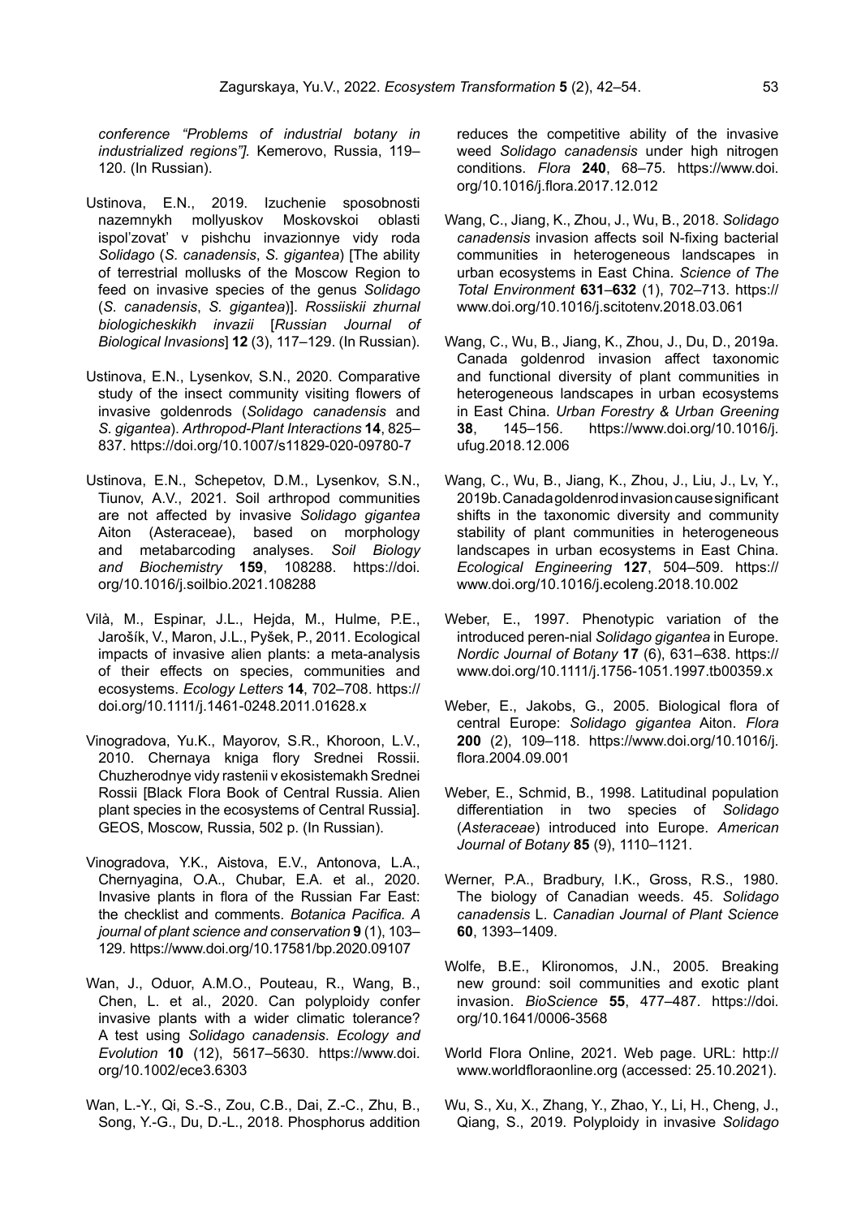*conference "Problems of industrial botany in industrialized regions"].* Kemerovo, Russia, 119–120. (In Russian).

Ustinova, E.N., 2019. Izuchenie sposobnosti nazemnykh mollyuskov Moskovskoi oblasti ispol'zovat' v pishchu invazionnye vidy roda *Solidago* (*S. canadensis*, *S. gigantea*) [The ability of terrestrial mollusks of the Moscow Region to feed on invasive species of the genus *Solidago* (*S. canadensis*, *S. gigantea*)]. *Rossiiskii zhurnal biologicheskikh invazii* [*Russian Journal of Biological Invasions*] **12** (3), 117–129. (In Russian).

Ustinova, E.N., Lysenkov, S.N., 2020. Comparative study of the insect community visiting flowers of invasive goldenrods (*Solidago canadensis* and *S. gigantea*). *Arthropod-Plant Interactions* **14**, 825–837. https://doi.org/10.1007/s11829-020-09780-7

Ustinova, E.N., Schepetov, D.M., Lysenkov, S.N., Tiunov, A.V., 2021. Soil arthropod communities are not affected by invasive *Solidago gigantea* Aiton (Asteraceae), based on morphology and metabarcoding analyses. *Soil Biology and Biochemistry* **159**, 108288. https://doi.org/10.1016/j.soilbio.2021.108288

Vilà, M., Espinar, J.L., Hejda, M., Hulme, P.E., Jarošík, V., Maron, J.L., Pyšek, P., 2011. Ecological impacts of invasive alien plants: a meta-analysis of their effects on species, communities and ecosystems. *Ecology Letters* **14**, 702–708. https://doi.org/10.1111/j.1461-0248.2011.01628.x

Vinogradova, Yu.K., Mayorov, S.R., Khoroon, L.V., 2010. Chernaya kniga flory Srednei Rossii. Chuzherodnye vidy rastenii v ekosistemakh Srednei Rossii [Black Flora Book of Central Russia. Alien plant species in the ecosystems of Central Russia]. GEOS, Moscow, Russia, 502 p. (In Russian).

Vinogradova, Y.K., Aistova, E.V., Antonova, L.A., Chernyagina, O.A., Chubar, E.A. et al., 2020. Invasive plants in flora of the Russian Far East: the checklist and comments. *Botanica Pacifica. A journal of plant science and conservation* **9** (1), 103–129. https://www.doi.org/10.17581/bp.2020.09107

Wan, J., Oduor, A.M.O., Pouteau, R., Wang, B., Chen, L. et al., 2020. Can polyploidy confer invasive plants with a wider climatic tolerance? A test using *Solidago canadensis*. *Ecology and Evolution* **10** (12), 5617–5630. https://www.doi.org/10.1002/ece3.6303

Wan, L.-Y., Qi, S.-S., Zou, C.B., Dai, Z.-C., Zhu, B., Song, Y.-G., Du, D.-L., 2018. Phosphorus addition reduces the competitive ability of the invasive weed *Solidago canadensis* under high nitrogen conditions. *Flora* **240**, 68–75. https://www.doi.org/10.1016/j.flora.2017.12.012

Wang, C., Jiang, K., Zhou, J., Wu, B., 2018. *Solidago canadensis* invasion affects soil N-fixing bacterial communities in heterogeneous landscapes in urban ecosystems in East China. *Science of The Total Environment* **631**–**632** (1), 702–713. https://www.doi.org/10.1016/j.scitotenv.2018.03.061

Wang, C., Wu, B., Jiang, K., Zhou, J., Du, D., 2019a. Canada goldenrod invasion affect taxonomic and functional diversity of plant communities in heterogeneous landscapes in urban ecosystems in East China. *Urban Forestry & Urban Greening* **38**, 145–156. https://www.doi.org/10.1016/j.ufug.2018.12.006

Wang, C., Wu, B., Jiang, K., Zhou, J., Liu, J., Lv, Y., 2019b. Canada goldenrod invasion cause significant shifts in the taxonomic diversity and community stability of plant communities in heterogeneous landscapes in urban ecosystems in East China. *Ecological Engineering* **127**, 504–509. https://www.doi.org/10.1016/j.ecoleng.2018.10.002

Weber, E., 1997. Phenotypic variation of the introduced peren-nial *Solidago gigantea* in Europe. *Nordic Journal of Botany* **17** (6), 631–638. https://www.doi.org/10.1111/j.1756-1051.1997.tb00359.x

Weber, E., Jakobs, G., 2005. Biological flora of central Europe: *Solidago gigantea* Aiton. *Flora* **200** (2), 109–118. https://www.doi.org/10.1016/j.flora.2004.09.001

Weber, E., Schmid, B., 1998. Latitudinal population differentiation in two species of *Solidago* (*Asteraceae*) introduced into Europe. *American Journal of Botany* **85** (9), 1110–1121.

Werner, P.A., Bradbury, I.K., Gross, R.S., 1980. The biology of Canadian weeds. 45. *Solidago canadensis* L. *Canadian Journal of Plant Science* **60**, 1393–1409.

Wolfe, B.E., Klironomos, J.N., 2005. Breaking new ground: soil communities and exotic plant invasion. *BioScience* **55**, 477–487. https://doi.org/10.1641/0006-3568

World Flora Online, 2021. Web page. URL: http://www.worldfloraonline.org (accessed: 25.10.2021).

Wu, S., Xu, X., Zhang, Y., Zhao, Y., Li, H., Cheng, J., Qiang, S., 2019. Polyploidy in invasive *Solidago*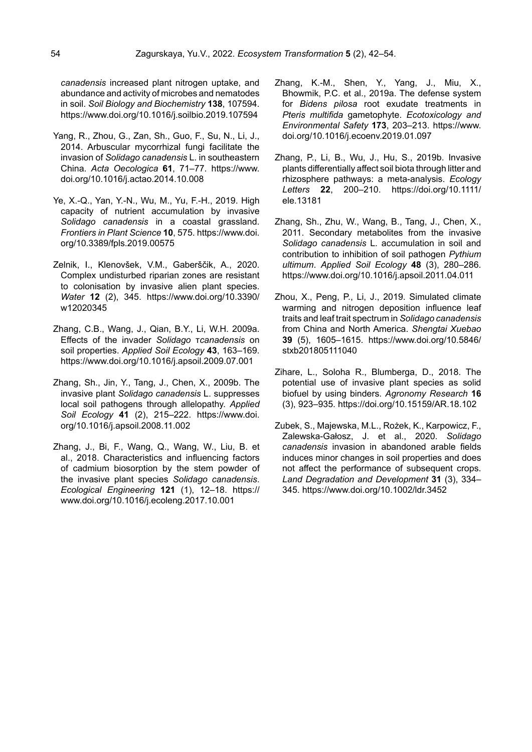*canadensis* increased plant nitrogen uptake, and abundance and activity of microbes and nematodes in soil. *Soil Biology and Biochemistry* **138**, 107594. https://www.doi.org/10.1016/j.soilbio.2019.107594

Yang, R., Zhou, G., Zan, Sh., Guo, F., Su, N., Li, J., 2014. Arbuscular mycorrhizal fungi facilitate the invasion of *Solidago canadensis* L. in southeastern China. *Acta Oecologica* **61**, 71–77. https://www.doi.org/10.1016/j.actao.2014.10.008

Ye, X.-Q., Yan, Y.-N., Wu, M., Yu, F.-H., 2019. High capacity of nutrient accumulation by invasive *Solidago canadensis* in a coastal grassland. *Frontiers in Plant Science* **10**, 575. https://www.doi.org/10.3389/fpls.2019.00575

Zelnik, I., Klenovšek, V.M., Gaberščik, A., 2020. Complex undisturbed riparian zones are resistant to colonisation by invasive alien plant species. *Water* **12** (2), 345. https://www.doi.org/10.3390/w12020345

Zhang, C.B., Wang, J., Qian, B.Y., Li, W.H. 2009a. Effects of the invader *Solidago* т*canadensis* on soil properties. *Applied Soil Ecology* **43**, 163–169. https://www.doi.org/10.1016/j.apsoil.2009.07.001

Zhang, Sh., Jin, Y., Tang, J., Chen, X., 2009b. The invasive plant *Solidago canadensis* L. suppresses local soil pathogens through allelopathy. *Applied Soil Ecology* **41** (2), 215–222. https://www.doi.org/10.1016/j.apsoil.2008.11.002

Zhang, J., Bi, F., Wang, Q., Wang, W., Liu, B. et al., 2018. Characteristics and influencing factors of cadmium biosorption by the stem powder of the invasive plant species *Solidago canadensis*. *Ecological Engineering* **121** (1), 12–18. https://www.doi.org/10.1016/j.ecoleng.2017.10.001

Zhang, K.-M., Shen, Y., Yang, J., Miu, X., Bhowmik, P.C. et al., 2019a. The defense system for *Bidens pilosa* root exudate treatments in *Pteris multifida* gametophyte. *Ecotoxicology and Environmental Safety* **173**, 203–213. https://www.doi.org/10.1016/j.ecoenv.2019.01.097

Zhang, P., Li, B., Wu, J., Hu, S., 2019b. Invasive plants differentially affect soil biota through litter and rhizosphere pathways: a meta-analysis. *Ecology Letters* **22**, 200–210. https://doi.org/10.1111/ele.13181

Zhang, Sh., Zhu, W., Wang, B., Tang, J., Chen, X., 2011. Secondary metabolites from the invasive *Solidago canadensis* L. accumulation in soil and contribution to inhibition of soil pathogen *Pythium ultimum*. *Applied Soil Ecology* **48** (3), 280–286. https://www.doi.org/10.1016/j.apsoil.2011.04.011

Zhou, X., Peng, P., Li, J., 2019. Simulated climate warming and nitrogen deposition influence leaf traits and leaf trait spectrum in *Solidago canadensis* from China and North America. *Shengtai Xuebao* **39** (5), 1605–1615. https://www.doi.org/10.5846/stxb201805111040

Zihare, L., Soloha R., Blumberga, D., 2018. The potential use of invasive plant species as solid biofuel by using binders. *Agronomy Research* **16** (3), 923–935. https://doi.org/10.15159/AR.18.102

Zubek, S., Majewska, M.L., Rożek, K., Karpowicz, F., Zalewska-Gałosz, J. et al., 2020. *Solidago canadensis* invasion in abandoned arable fields induces minor changes in soil properties and does not affect the performance of subsequent crops. *Land Degradation and Development* **31** (3), 334–345. https://www.doi.org/10.1002/ldr.3452